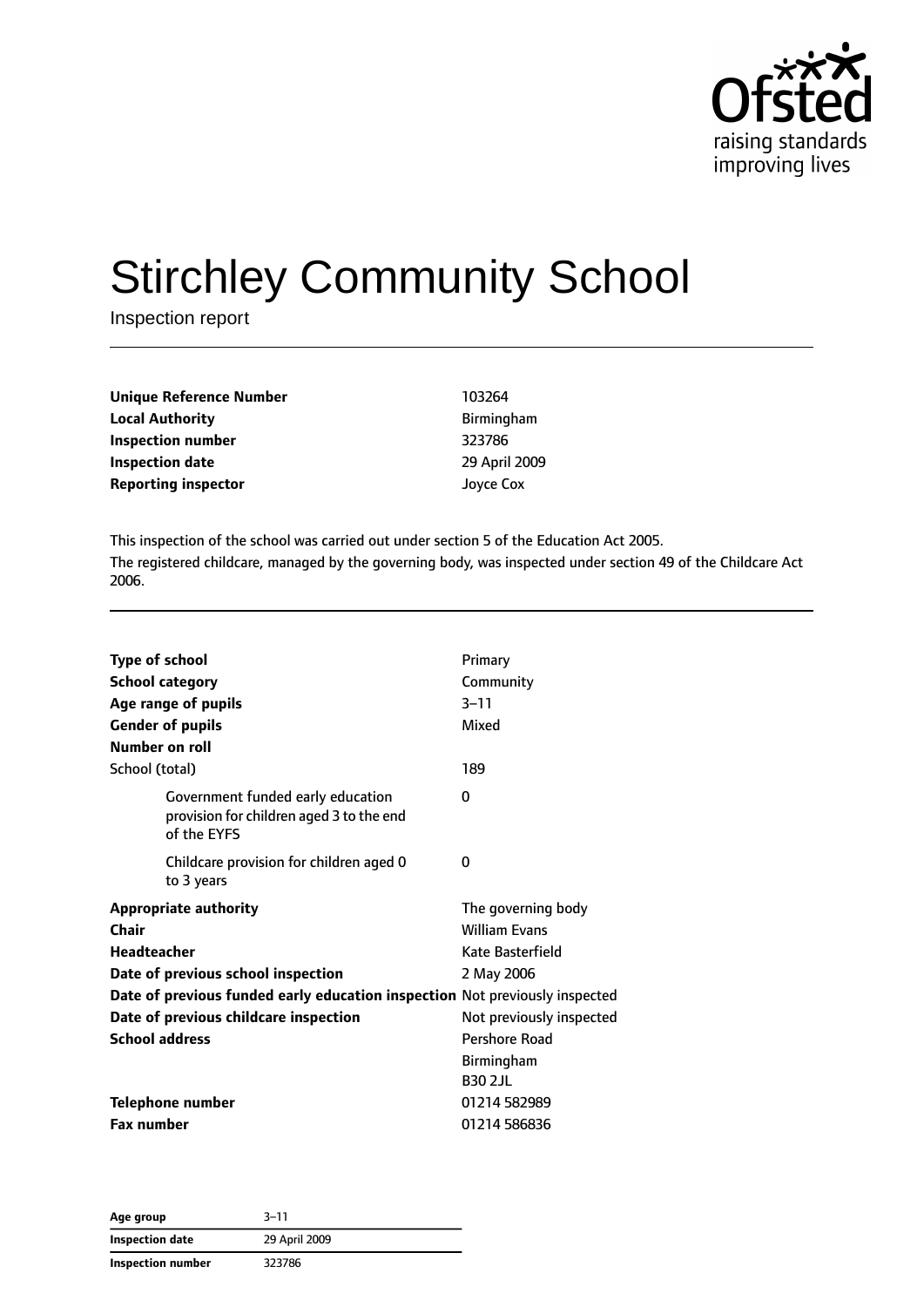# Stirchley Community School

Inspection report

| | |
|---|---|
| **Unique Reference Number** | 103264 |
| **Local Authority** | Birmingham |
| **Inspection number** | 323786 |
| **Inspection date** | 29 April 2009 |
| **Reporting inspector** | Joyce Cox |

This inspection of the school was carried out under section 5 of the Education Act 2005.

The registered childcare, managed by the governing body, was inspected under section 49 of the Childcare Act 2006.

| | |
|---|---|
| **Type of school** | Primary |
| **School category** | Community |
| **Age range of pupils** | 3–11 |
| **Gender of pupils** | Mixed |
| **Number on roll** | |
| School (total) | 189 |
| Government funded early education provision for children aged 3 to the end of the EYFS | 0 |
| Childcare provision for children aged 0 to 3 years | 0 |
| **Appropriate authority** | The governing body |
| **Chair** | William Evans |
| **Headteacher** | Kate Basterfield |
| **Date of previous school inspection** | 2 May 2006 |
| **Date of previous funded early education inspection** | Not previously inspected |
| **Date of previous childcare inspection** | Not previously inspected |
| **School address** | Pershore Road<br>Birmingham<br>B30 2JL |
| **Telephone number** | 01214 582989 |
| **Fax number** | 01214 586836 |

| | |
|---|---|
| **Age group** | 3–11 |
| **Inspection date** | 29 April 2009 |
| **Inspection number** | 323786 |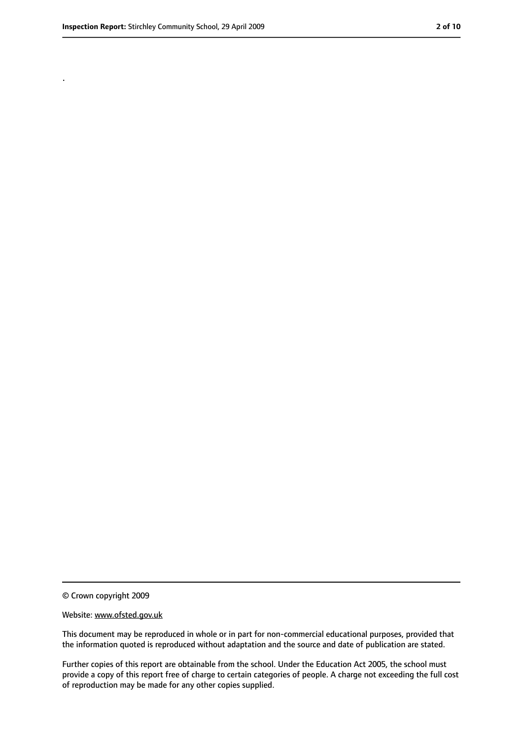.

© Crown copyright 2009

Website: www.ofsted.gov.uk

This document may be reproduced in whole or in part for non-commercial educational purposes, provided that the information quoted is reproduced without adaptation and the source and date of publication are stated.

Further copies of this report are obtainable from the school. Under the Education Act 2005, the school must provide a copy of this report free of charge to certain categories of people. A charge not exceeding the full cost of reproduction may be made for any other copies supplied.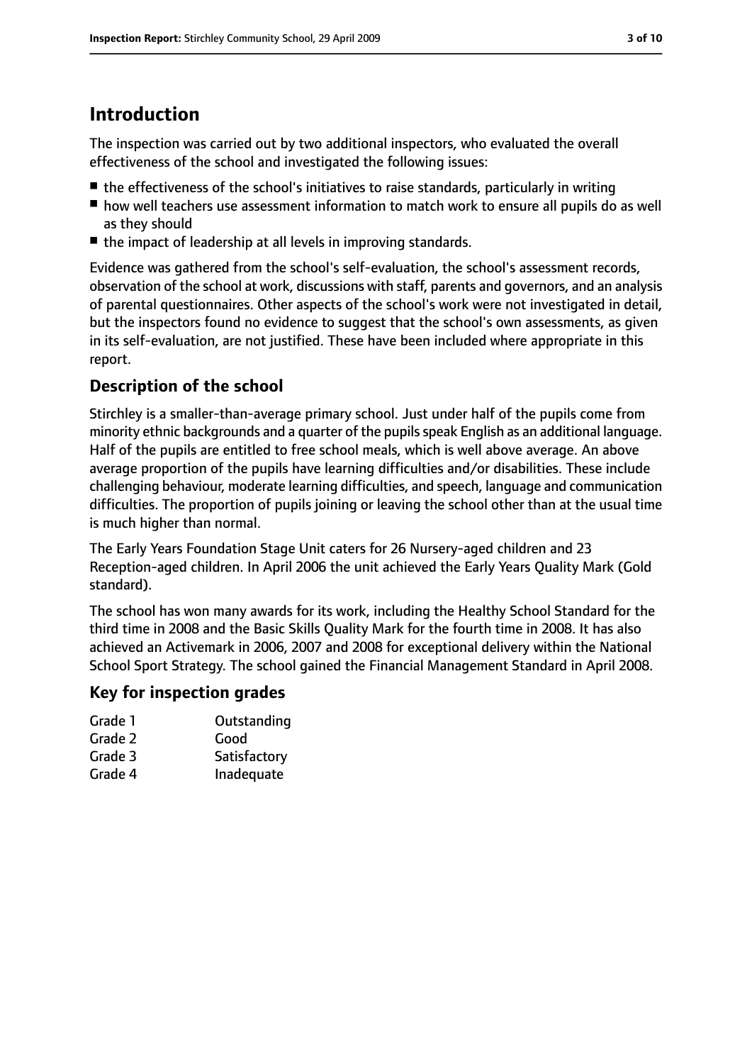# Introduction

The inspection was carried out by two additional inspectors, who evaluated the overall effectiveness of the school and investigated the following issues:

- the effectiveness of the school's initiatives to raise standards, particularly in writing
- how well teachers use assessment information to match work to ensure all pupils do as well as they should
- the impact of leadership at all levels in improving standards.

Evidence was gathered from the school's self-evaluation, the school's assessment records, observation of the school at work, discussions with staff, parents and governors, and an analysis of parental questionnaires. Other aspects of the school's work were not investigated in detail, but the inspectors found no evidence to suggest that the school's own assessments, as given in its self-evaluation, are not justified. These have been included where appropriate in this report.

## Description of the school

Stirchley is a smaller-than-average primary school. Just under half of the pupils come from minority ethnic backgrounds and a quarter of the pupils speak English as an additional language. Half of the pupils are entitled to free school meals, which is well above average. An above average proportion of the pupils have learning difficulties and/or disabilities. These include challenging behaviour, moderate learning difficulties, and speech, language and communication difficulties. The proportion of pupils joining or leaving the school other than at the usual time is much higher than normal.

The Early Years Foundation Stage Unit caters for 26 Nursery-aged children and 23 Reception-aged children. In April 2006 the unit achieved the Early Years Quality Mark (Gold standard).

The school has won many awards for its work, including the Healthy School Standard for the third time in 2008 and the Basic Skills Quality Mark for the fourth time in 2008. It has also achieved an Activemark in 2006, 2007 and 2008 for exceptional delivery within the National School Sport Strategy. The school gained the Financial Management Standard in April 2008.

## Key for inspection grades

| | |
|---|---|
| Grade 1 | Outstanding |
| Grade 2 | Good |
| Grade 3 | Satisfactory |
| Grade 4 | Inadequate |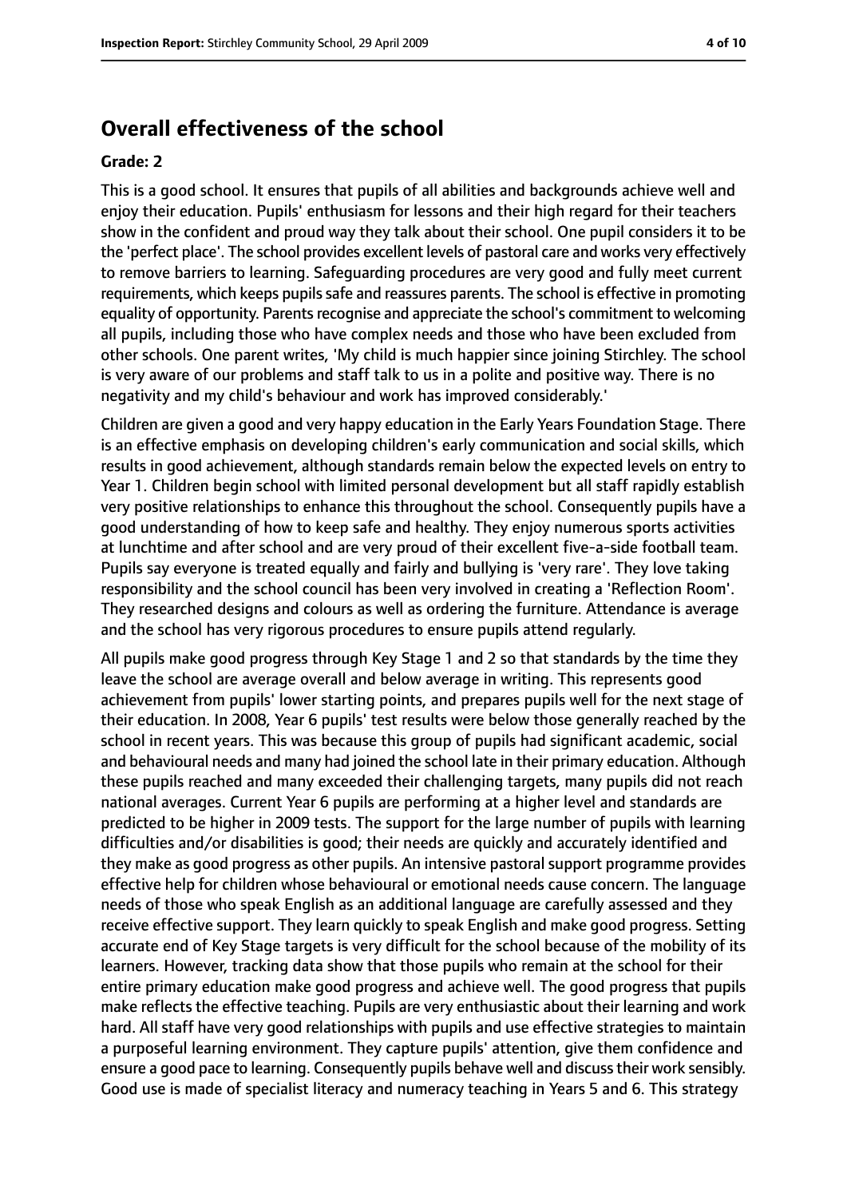## Overall effectiveness of the school

### Grade: 2

This is a good school. It ensures that pupils of all abilities and backgrounds achieve well and enjoy their education. Pupils' enthusiasm for lessons and their high regard for their teachers show in the confident and proud way they talk about their school. One pupil considers it to be the 'perfect place'. The school provides excellent levels of pastoral care and works very effectively to remove barriers to learning. Safeguarding procedures are very good and fully meet current requirements, which keeps pupils safe and reassures parents. The school is effective in promoting equality of opportunity. Parents recognise and appreciate the school's commitment to welcoming all pupils, including those who have complex needs and those who have been excluded from other schools. One parent writes, 'My child is much happier since joining Stirchley. The school is very aware of our problems and staff talk to us in a polite and positive way. There is no negativity and my child's behaviour and work has improved considerably.'

Children are given a good and very happy education in the Early Years Foundation Stage. There is an effective emphasis on developing children's early communication and social skills, which results in good achievement, although standards remain below the expected levels on entry to Year 1. Children begin school with limited personal development but all staff rapidly establish very positive relationships to enhance this throughout the school. Consequently pupils have a good understanding of how to keep safe and healthy. They enjoy numerous sports activities at lunchtime and after school and are very proud of their excellent five-a-side football team. Pupils say everyone is treated equally and fairly and bullying is 'very rare'. They love taking responsibility and the school council has been very involved in creating a 'Reflection Room'. They researched designs and colours as well as ordering the furniture. Attendance is average and the school has very rigorous procedures to ensure pupils attend regularly.

All pupils make good progress through Key Stage 1 and 2 so that standards by the time they leave the school are average overall and below average in writing. This represents good achievement from pupils' lower starting points, and prepares pupils well for the next stage of their education. In 2008, Year 6 pupils' test results were below those generally reached by the school in recent years. This was because this group of pupils had significant academic, social and behavioural needs and many had joined the school late in their primary education. Although these pupils reached and many exceeded their challenging targets, many pupils did not reach national averages. Current Year 6 pupils are performing at a higher level and standards are predicted to be higher in 2009 tests. The support for the large number of pupils with learning difficulties and/or disabilities is good; their needs are quickly and accurately identified and they make as good progress as other pupils. An intensive pastoral support programme provides effective help for children whose behavioural or emotional needs cause concern. The language needs of those who speak English as an additional language are carefully assessed and they receive effective support. They learn quickly to speak English and make good progress. Setting accurate end of Key Stage targets is very difficult for the school because of the mobility of its learners. However, tracking data show that those pupils who remain at the school for their entire primary education make good progress and achieve well. The good progress that pupils make reflects the effective teaching. Pupils are very enthusiastic about their learning and work hard. All staff have very good relationships with pupils and use effective strategies to maintain a purposeful learning environment. They capture pupils' attention, give them confidence and ensure a good pace to learning. Consequently pupils behave well and discuss their work sensibly. Good use is made of specialist literacy and numeracy teaching in Years 5 and 6. This strategy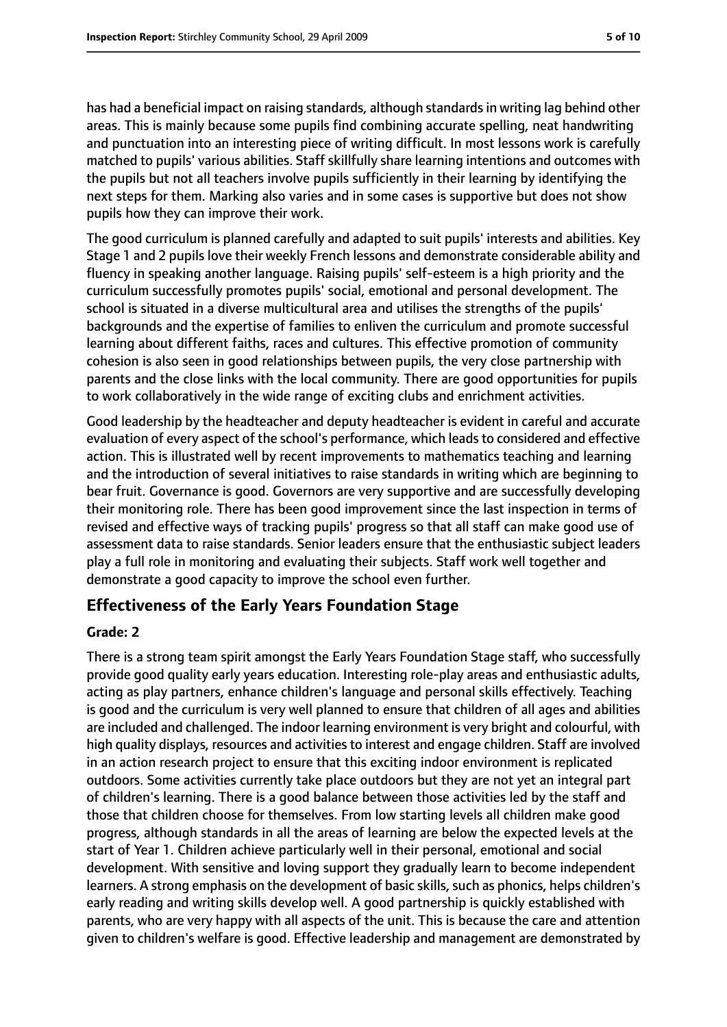has had a beneficial impact on raising standards, although standards in writing lag behind other areas. This is mainly because some pupils find combining accurate spelling, neat handwriting and punctuation into an interesting piece of writing difficult. In most lessons work is carefully matched to pupils' various abilities. Staff skillfully share learning intentions and outcomes with the pupils but not all teachers involve pupils sufficiently in their learning by identifying the next steps for them. Marking also varies and in some cases is supportive but does not show pupils how they can improve their work.

The good curriculum is planned carefully and adapted to suit pupils' interests and abilities. Key Stage 1 and 2 pupils love their weekly French lessons and demonstrate considerable ability and fluency in speaking another language. Raising pupils' self-esteem is a high priority and the curriculum successfully promotes pupils' social, emotional and personal development. The school is situated in a diverse multicultural area and utilises the strengths of the pupils' backgrounds and the expertise of families to enliven the curriculum and promote successful learning about different faiths, races and cultures. This effective promotion of community cohesion is also seen in good relationships between pupils, the very close partnership with parents and the close links with the local community. There are good opportunities for pupils to work collaboratively in the wide range of exciting clubs and enrichment activities.

Good leadership by the headteacher and deputy headteacher is evident in careful and accurate evaluation of every aspect of the school's performance, which leads to considered and effective action. This is illustrated well by recent improvements to mathematics teaching and learning and the introduction of several initiatives to raise standards in writing which are beginning to bear fruit. Governance is good. Governors are very supportive and are successfully developing their monitoring role. There has been good improvement since the last inspection in terms of revised and effective ways of tracking pupils' progress so that all staff can make good use of assessment data to raise standards. Senior leaders ensure that the enthusiastic subject leaders play a full role in monitoring and evaluating their subjects. Staff work well together and demonstrate a good capacity to improve the school even further.

## Effectiveness of the Early Years Foundation Stage

**Grade: 2**

There is a strong team spirit amongst the Early Years Foundation Stage staff, who successfully provide good quality early years education. Interesting role-play areas and enthusiastic adults, acting as play partners, enhance children's language and personal skills effectively. Teaching is good and the curriculum is very well planned to ensure that children of all ages and abilities are included and challenged. The indoor learning environment is very bright and colourful, with high quality displays, resources and activities to interest and engage children. Staff are involved in an action research project to ensure that this exciting indoor environment is replicated outdoors. Some activities currently take place outdoors but they are not yet an integral part of children's learning. There is a good balance between those activities led by the staff and those that children choose for themselves. From low starting levels all children make good progress, although standards in all the areas of learning are below the expected levels at the start of Year 1. Children achieve particularly well in their personal, emotional and social development. With sensitive and loving support they gradually learn to become independent learners. A strong emphasis on the development of basic skills, such as phonics, helps children's early reading and writing skills develop well. A good partnership is quickly established with parents, who are very happy with all aspects of the unit. This is because the care and attention given to children's welfare is good. Effective leadership and management are demonstrated by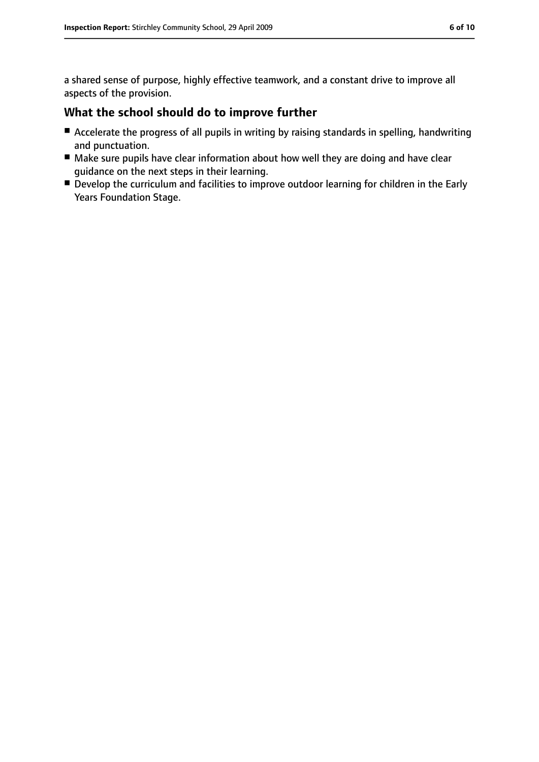a shared sense of purpose, highly effective teamwork, and a constant drive to improve all aspects of the provision.

## What the school should do to improve further

- Accelerate the progress of all pupils in writing by raising standards in spelling, handwriting and punctuation.
- Make sure pupils have clear information about how well they are doing and have clear guidance on the next steps in their learning.
- Develop the curriculum and facilities to improve outdoor learning for children in the Early Years Foundation Stage.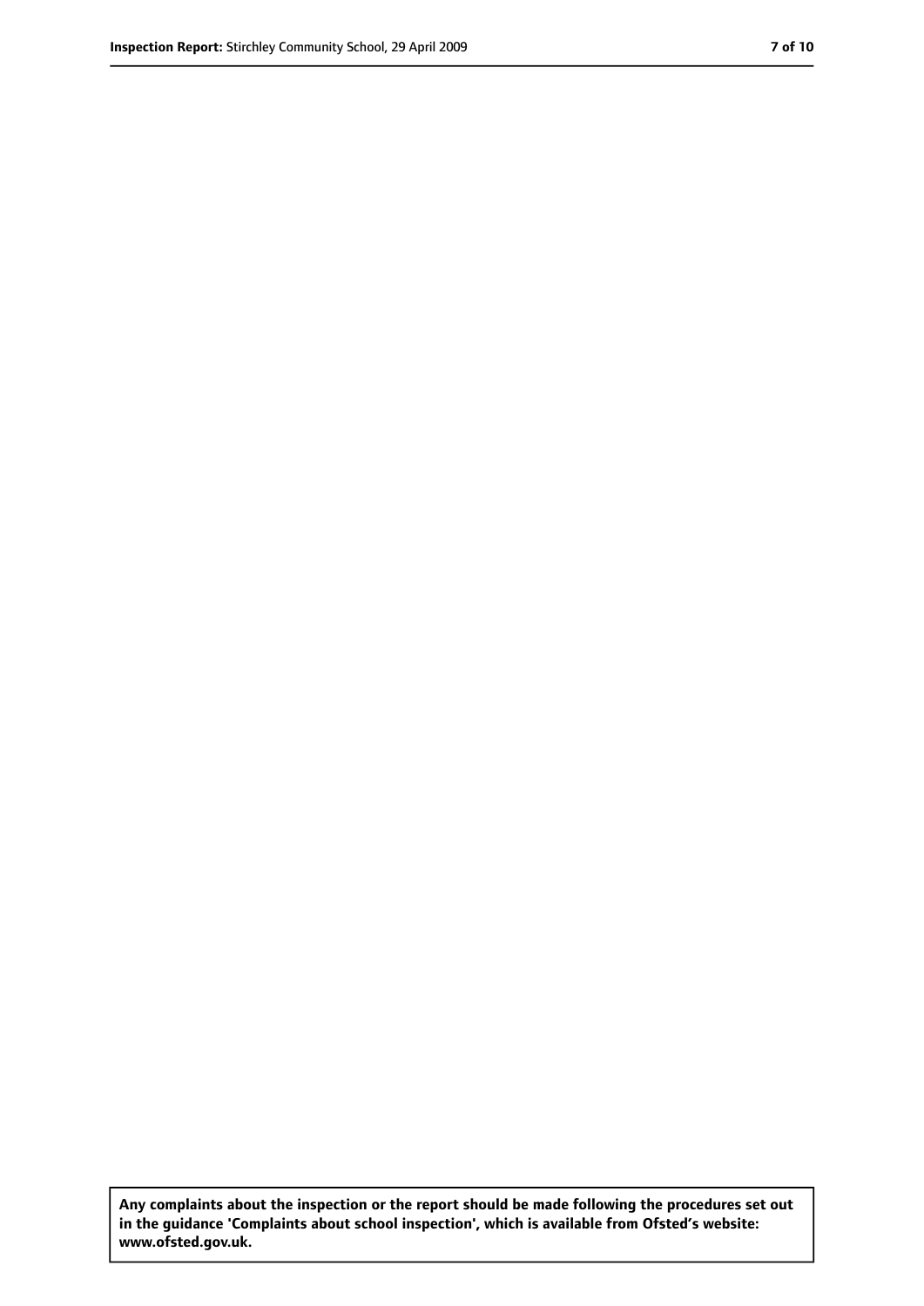**Any complaints about the inspection or the report should be made following the procedures set out in the guidance 'Complaints about school inspection', which is available from Ofsted's website: www.ofsted.gov.uk.**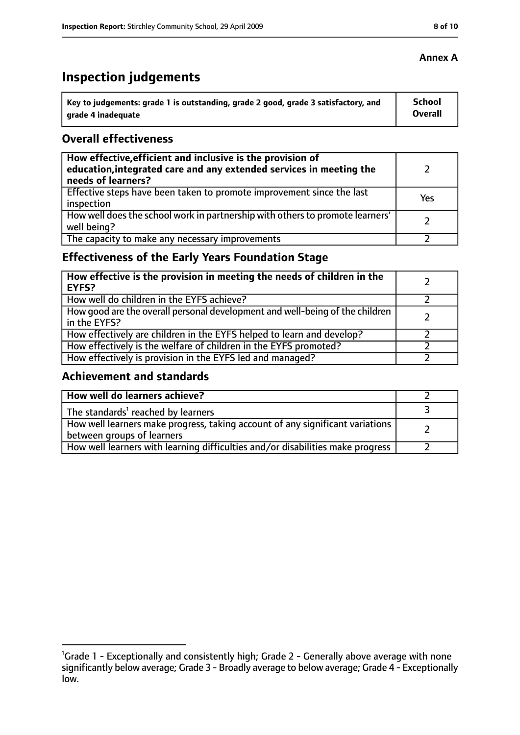**Annex A**

# Inspection judgements

| Key to judgements: grade 1 is outstanding, grade 2 good, grade 3 satisfactory, and grade 4 inadequate | School Overall |
|---|---|

## Overall effectiveness

| | |
|---|---|
| **How effective, efficient and inclusive is the provision of education, integrated care and any extended services in meeting the needs of learners?** | 2 |
| Effective steps have been taken to promote improvement since the last inspection | Yes |
| How well does the school work in partnership with others to promote learners' well being? | 2 |
| The capacity to make any necessary improvements | 2 |

## Effectiveness of the Early Years Foundation Stage

| | |
|---|---|
| **How effective is the provision in meeting the needs of children in the EYFS?** | 2 |
| How well do children in the EYFS achieve? | 2 |
| How good are the overall personal development and well-being of the children in the EYFS? | 2 |
| How effectively are children in the EYFS helped to learn and develop? | 2 |
| How effectively is the welfare of children in the EYFS promoted? | 2 |
| How effectively is provision in the EYFS led and managed? | 2 |

## Achievement and standards

| | |
|---|---|
| **How well do learners achieve?** | 2 |
| The standards[1] reached by learners | 3 |
| How well learners make progress, taking account of any significant variations between groups of learners | 2 |
| How well learners with learning difficulties and/or disabilities make progress | 2 |

[1]Grade 1 - Exceptionally and consistently high; Grade 2 - Generally above average with none significantly below average; Grade 3 - Broadly average to below average; Grade 4 - Exceptionally low.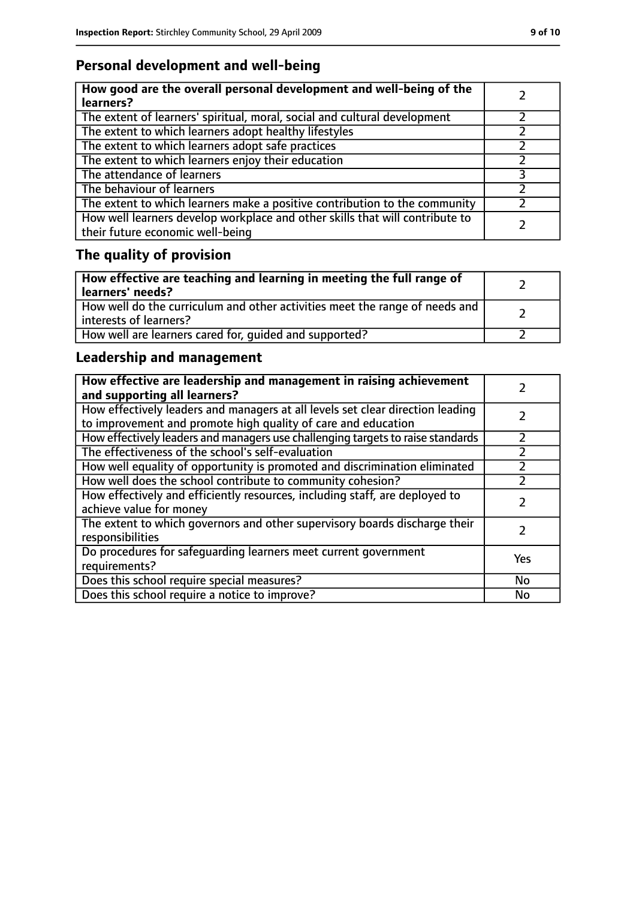## Personal development and well-being

| **How good are the overall personal development and well-being of the learners?** | 2 |
|---|---|
| The extent of learners' spiritual, moral, social and cultural development | 2 |
| The extent to which learners adopt healthy lifestyles | 2 |
| The extent to which learners adopt safe practices | 2 |
| The extent to which learners enjoy their education | 2 |
| The attendance of learners | 3 |
| The behaviour of learners | 2 |
| The extent to which learners make a positive contribution to the community | 2 |
| How well learners develop workplace and other skills that will contribute to their future economic well-being | 2 |

## The quality of provision

| **How effective are teaching and learning in meeting the full range of learners' needs?** | 2 |
|---|---|
| How well do the curriculum and other activities meet the range of needs and interests of learners? | 2 |
| How well are learners cared for, guided and supported? | 2 |

## Leadership and management

| **How effective are leadership and management in raising achievement and supporting all learners?** | 2 |
|---|---|
| How effectively leaders and managers at all levels set clear direction leading to improvement and promote high quality of care and education | 2 |
| How effectively leaders and managers use challenging targets to raise standards | 2 |
| The effectiveness of the school's self-evaluation | 2 |
| How well equality of opportunity is promoted and discrimination eliminated | 2 |
| How well does the school contribute to community cohesion? | 2 |
| How effectively and efficiently resources, including staff, are deployed to achieve value for money | 2 |
| The extent to which governors and other supervisory boards discharge their responsibilities | 2 |
| Do procedures for safeguarding learners meet current government requirements? | Yes |
| Does this school require special measures? | No |
| Does this school require a notice to improve? | No |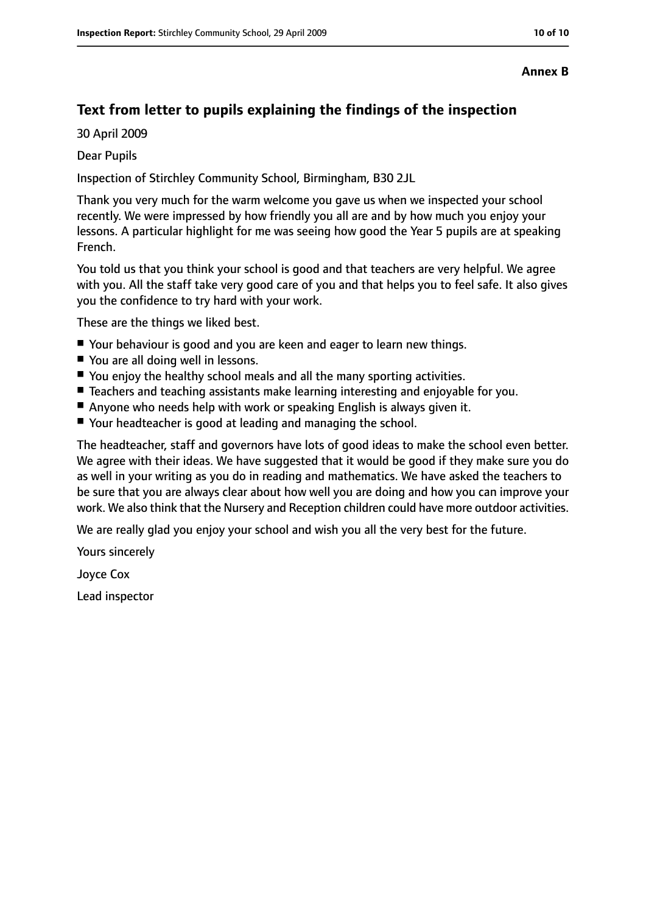**Annex B**

## Text from letter to pupils explaining the findings of the inspection

30 April 2009

Dear Pupils

Inspection of Stirchley Community School, Birmingham, B30 2JL

Thank you very much for the warm welcome you gave us when we inspected your school recently. We were impressed by how friendly you all are and by how much you enjoy your lessons. A particular highlight for me was seeing how good the Year 5 pupils are at speaking French.

You told us that you think your school is good and that teachers are very helpful. We agree with you. All the staff take very good care of you and that helps you to feel safe. It also gives you the confidence to try hard with your work.

These are the things we liked best.

- Your behaviour is good and you are keen and eager to learn new things.
- You are all doing well in lessons.
- You enjoy the healthy school meals and all the many sporting activities.
- Teachers and teaching assistants make learning interesting and enjoyable for you.
- Anyone who needs help with work or speaking English is always given it.
- Your headteacher is good at leading and managing the school.

The headteacher, staff and governors have lots of good ideas to make the school even better. We agree with their ideas. We have suggested that it would be good if they make sure you do as well in your writing as you do in reading and mathematics. We have asked the teachers to be sure that you are always clear about how well you are doing and how you can improve your work. We also think that the Nursery and Reception children could have more outdoor activities.

We are really glad you enjoy your school and wish you all the very best for the future.

Yours sincerely

Joyce Cox

Lead inspector